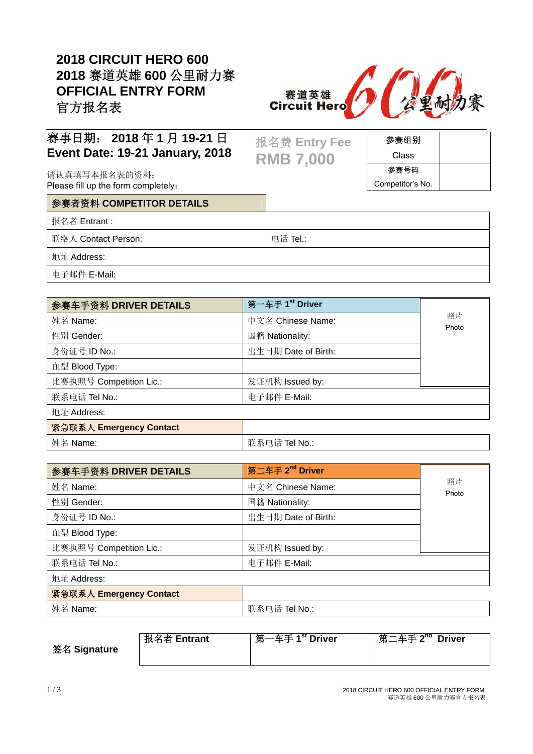# 2018 CIRCUIT HERO 600
# 2018 赛道英雄 600 公里耐力赛
# OFFICIAL ENTRY FORM
# 官方报名表

赛道英雄 Circuit Hero 600 公里耐力赛

## 赛事日期： 2018 年 1 月 19-21 日
## Event Date: 19-21 January, 2018

**报名费 Entry Fee**
**RMB 7,000**

| 参赛组别 Class | |
|---|---|
| 参赛号码 Competitor's No. | |

请认真填写本报名表的资料：
Please fill up the form completely：

| 参赛者资料 COMPETITOR DETAILS | |
|---|---|
| 报名者 Entrant : | |
| 联络人 Contact Person: | 电话 Tel.: |
| 地址 Address: | |
| 电子邮件 E-Mail: | |

| 参赛车手资料 DRIVER DETAILS | 第一车手 1st Driver | 照片 Photo |
|---|---|---|
| 姓名 Name: | 中文名 Chinese Name: | |
| 性别 Gender: | 国籍 Nationality: | |
| 身份证号 ID No.: | 出生日期 Date of Birth: | |
| 血型 Blood Type: | | |
| 比赛执照号 Competition Lic.: | 发证机构 Issued by: | |
| 联系电话 Tel No.: | 电子邮件 E-Mail: | |
| 地址 Address: | | |
| **紧急联系人 Emergency Contact** | | |
| 姓名 Name: | 联系电话 Tel No.: | |

| 参赛车手资料 DRIVER DETAILS | 第二车手 2nd Driver | 照片 Photo |
|---|---|---|
| 姓名 Name: | 中文名 Chinese Name: | |
| 性别 Gender: | 国籍 Nationality: | |
| 身份证号 ID No.: | 出生日期 Date of Birth: | |
| 血型 Blood Type: | | |
| 比赛执照号 Competition Lic.: | 发证机构 Issued by: | |
| 联系电话 Tel No.: | 电子邮件 E-Mail: | |
| 地址 Address: | | |
| **紧急联系人 Emergency Contact** | | |
| 姓名 Name: | 联系电话 Tel No.: | |

| 签名 Signature | 报名者 Entrant | 第一车手 1st Driver | 第二车手 2nd Driver |
|---|---|---|---|
| | | | |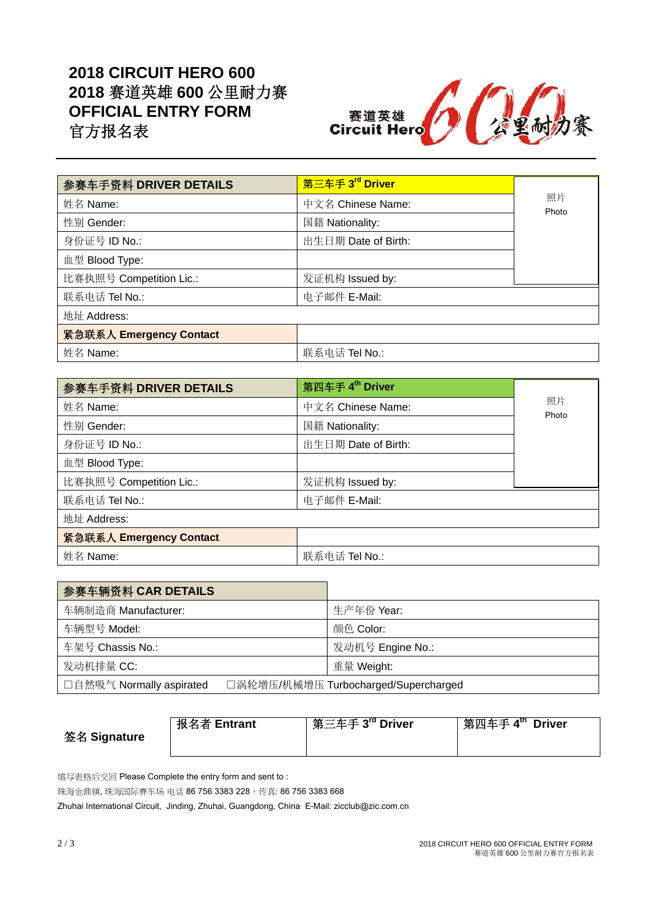# 2018 CIRCUIT HERO 600
# 2018 赛道英雄 600 公里耐力赛
# OFFICIAL ENTRY FORM
# 官方报名表

赛道英雄 Circuit Hero 600 公里耐力赛

| 参赛车手资料 DRIVER DETAILS | 第三车手 3rd Driver | |
|---|---|---|
| 姓名 Name: | 中文名 Chinese Name: | 照片 Photo |
| 性别 Gender: | 国籍 Nationality: | |
| 身份证号 ID No.: | 出生日期 Date of Birth: | |
| 血型 Blood Type: | | |
| 比赛执照号 Competition Lic.: | 发证机构 Issued by: | |
| 联系电话 Tel No.: | 电子邮件 E-Mail: | |
| 地址 Address: | | |
| **紧急联系人 Emergency Contact** | | |
| 姓名 Name: | 联系电话 Tel No.: | |

| 参赛车手资料 DRIVER DETAILS | 第四车手 4th Driver | |
|---|---|---|
| 姓名 Name: | 中文名 Chinese Name: | 照片 Photo |
| 性别 Gender: | 国籍 Nationality: | |
| 身份证号 ID No.: | 出生日期 Date of Birth: | |
| 血型 Blood Type: | | |
| 比赛执照号 Competition Lic.: | 发证机构 Issued by: | |
| 联系电话 Tel No.: | 电子邮件 E-Mail: | |
| 地址 Address: | | |
| **紧急联系人 Emergency Contact** | | |
| 姓名 Name: | 联系电话 Tel No.: | |

| 参赛车辆资料 CAR DETAILS | |
|---|---|
| 车辆制造商 Manufacturer: | 生产年份 Year: |
| 车辆型号 Model: | 颜色 Color: |
| 车架号 Chassis No.: | 发动机号 Engine No.: |
| 发动机排量 CC: | 重量 Weight: |
| ☐自然吸气 Normally aspirated | ☐涡轮增压/机械增压 Turbocharged/Supercharged |

| 签名 Signature | 报名者 Entrant | 第三车手 3rd Driver | 第四车手 4th Driver |
|---|---|---|---|
| | | | |

填写表格后交回 Please Complete the entry form and sent to :

珠海金鼎镇, 珠海国际赛车场 电话 86 756 3383 228，传真: 86 756 3383 668

Zhuhai International Circuit, Jinding, Zhuhai, Guangdong, China E-Mail: zicclub@zic.com.cn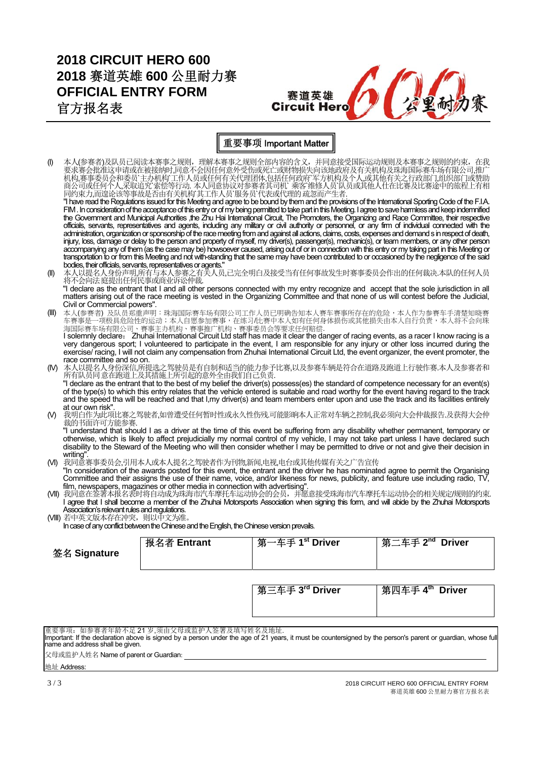# 2018 CIRCUIT HERO 600
# 2018 赛道英雄 600 公里耐力赛
# OFFICIAL ENTRY FORM
# 官方报名表

赛道英雄 Circuit Hero 600 公里耐力赛

## 重要事项 Important Matter

(I) 本人(参赛者)及队员已阅读本赛事之规则，理解本赛事之规则全部内容的含义，并同意接受国际运动规则及本赛事之规则的约束，在我要求赛会批准这申请或在被接纳时,同意不会因任何意外受伤或死亡或财物损失向该地政府及有关机构及珠海国际赛车场有限公司,推广机构,赛事委员会和委员`主办机构`工作人员或任何有关代理团体,包括任何政府`军方机构及个人,或其他有关之行政部门,组织部门或赞助商公司或任何个人,采取追究`索偿等行动. 本人同意协议对参赛者其司机` 乘客`维修人员`队员或其他人仕在比赛及比赛途中的旅程上有相同约束力,而这论该等事故是否由有关机构`其工作人员`服务员`代表或代理的 疏忽而产生者.

"I have read the Regulations issued for this Meeting and agree to be bound by them and the provisions of the International Sporting Code of the F.I.A. FIM . In consideration of the acceptance of this entry or of my being permitted to take part in this Meeting. I agree to save harmless and keep indemnified the Government and Municipal Authorities ,the Zhu Hai International Circuit, The Promoters, the Organizing and Race Committee, their respective officials, servants, representatives and agents, including any military or civil authority or personnel, or any firm of individual connected with the administration, organization or sponsorship of the race meeting from and against all actions, claims, costs, expenses and demand s in respect of death, injury, loss, damage or delay to the person and property of myself, my driver(s), passenger(s), mechanic(s), or team members, or any other person accompanying any of them (as the case may be) howsoever caused, arising out of or in connection with this entry or my taking part in this Meeting or transportation to or from this Meeting and not with-standing that the same may have been contributed to or occasioned by the negligence of the said bodies, their officials, servants, representatives or agents."

(II) 本人以提名人身份声明,所有与本人参赛之有关人员,已完全明白及接受当有任何事故发生时赛事委员会作出的任何裁决.本队的任何人员将不会向法庭提出任何民事或商业诉讼仲裁.

"I declare as the entrant that I and all other persons connected with my entry recognize and accept that the sole jurisdiction in all matters arising out of the race meeting is vested in the Organizing Committee and that none of us will contest before the Judicial, Civil or Commercial powers".

(III) 本人(参赛者) 及队员郑重声明：珠海国际赛车场有限公司工作人员已明确告知本人赛车赛事所存在的危险，本人作为参赛车手清楚知晓赛车赛事是一项极具危险性的运动；本人自愿参加赛事，在练习/比赛中本人如有任何身体损伤或其他损失由本人自行负责，本人将不会向珠海国际赛车场有限公司、赛事主办机构、赛事推广机构、赛事委员会等要求任何赔偿.

I solemnly declare： Zhuhai International Circuit Ltd staff has made it clear the danger of racing events, as a racer I know racing is a very dangerous sport; I volunteered to participate in the event, I am responsible for any injury or other loss incurred during the exercise/ racing, I will not claim any compensation from Zhuhai International Circuit Ltd, the event organizer, the event promoter, the race committee and so on.

(IV) 本人以提名人身份深信,所提选之驾驶员是有自制和适当的能力参予比赛,以及参赛车辆是符合在道路及跑道上行驶作赛.本人及参赛者和所有队员同意在跑道上及其措施上所引起的意外全由我们自己负责.

"I declare as the entrant that to the best of my belief the driver(s) possess(es) the standard of competence necessary for an event(s) of the type(s) to which this entry relates that the vehicle entered is suitable and road worthy for the event having regard to the track and the speed tha will be reached and that I,my driver(s) and team members enter upon and use the track and its facilities entirely at our own risk".

(V) 我明白作为此项比赛之驾驶者,如曾遭受任何暂时性或永久性伤残.可能影响本人正常对车辆之控制,我必须向大会仲裁报告.及获得大会仲裁的书面许可方能参赛.

"I understand that should I as a driver at the time of this event be suffering from any disability whether permanent, temporary or otherwise, which is likely to affect prejudicially my normal control of my vehicle, I may not take part unless I have declared such disability to the Steward of the Meeting who will then consider whether I may be permitted to drive or not and give their decision in writing".

(VI) 我同意赛事委员会,引用本人或本人提名之驾驶者作为刊物,新闻,电视,电台或其他传媒有关之广告宣传

"In consideration of the awards posted for this event, the entrant and the driver he has nominated agree to permit the Organising Committee and their assigns the use of their name, voice, and/or likeness for news, publicity, and feature use including radio, TV, film, newspapers, magazines or other media in connection with advertising".

(VII) 我同意在签署本报名表时将自动成为珠海市汽车摩托车运动协会的会员，并愿意接受珠海市汽车摩托车运动协会的相关规定/规则的约束.

I agree that I shall become a member of the Zhuhai Motorsports Association when signing this form, and will abide by the Zhuhai Motorsports Association's relevant rules and regulations.

(VIII) 若中英文版本存在冲突，则以中文为准。

In case of any conflict between the Chinese and the English, the Chinese version prevails.

| 签名 Signature | 报名者 Entrant | 第一车手 1st Driver | 第二车手 2nd Driver |
|---|---|---|---|
| | | | |
| | | 第三车手 3rd Driver | 第四车手 4th Driver |
| | | | |

重要事项：如参赛者年龄不足 21 岁,须由父母或监护人签署及填写姓名及地址.

Important: If the declaration above is signed by a person under the age of 21 years, it must be countersigned by the person's parent or guardian, whose full name and address shall be given.

父母或监护人姓名 Name of parent or Guardian: ______________________

地址 Address: